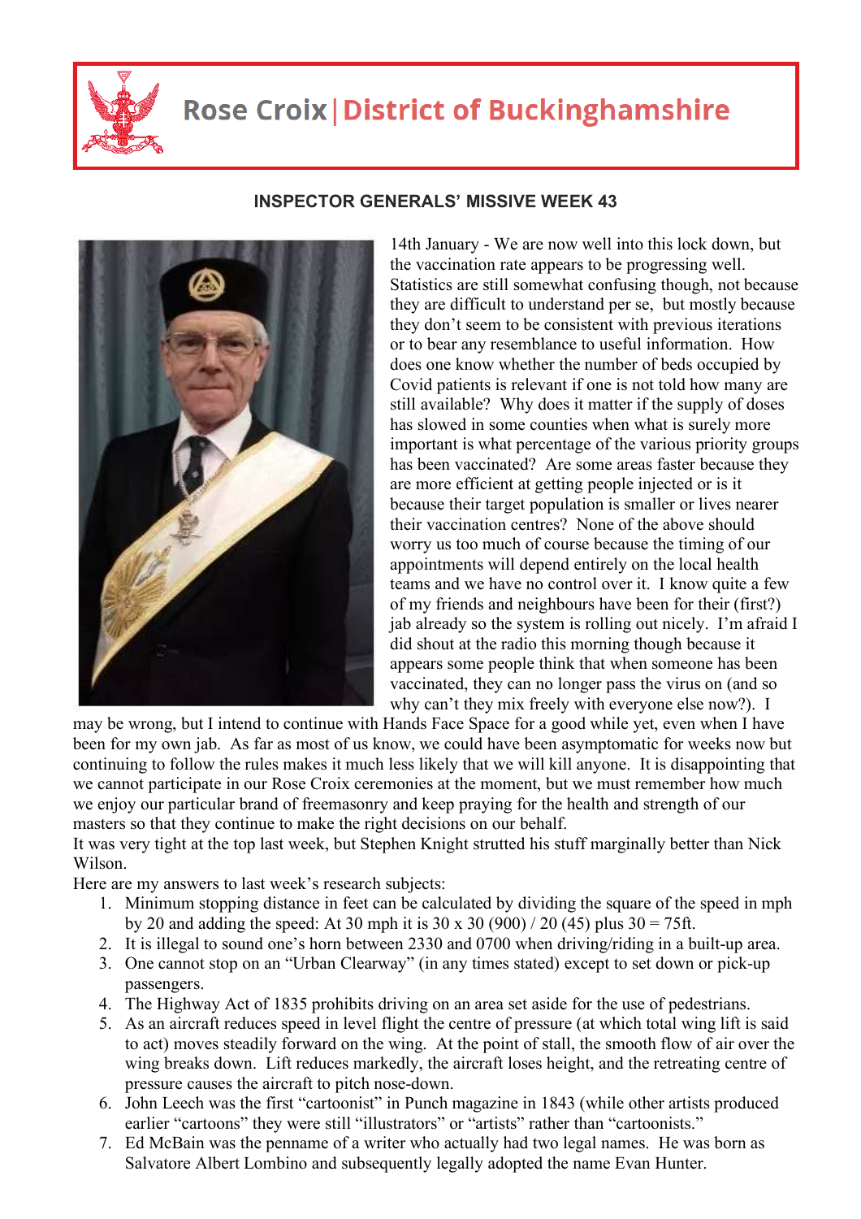# Rose Croix | District of Buckinghamshire

## INSPECTOR GENERALS' MISSIVE WEEK 43

14th January - We are now well into this lock down, but the vaccination rate appears to be progressing well. Statistics are still somewhat confusing though, not because they are difficult to understand per se, but mostly because they don't seem to be consistent with previous iterations or to bear any resemblance to useful information. How does one know whether the number of beds occupied by Covid patients is relevant if one is not told how many are still available? Why does it matter if the supply of doses has slowed in some counties when what is surely more important is what percentage of the various priority groups has been vaccinated? Are some areas faster because they are more efficient at getting people injected or is it because their target population is smaller or lives nearer their vaccination centres? None of the above should worry us too much of course because the timing of our appointments will depend entirely on the local health teams and we have no control over it. I know quite a few of my friends and neighbours have been for their (first?) jab already so the system is rolling out nicely. I'm afraid I did shout at the radio this morning though because it appears some people think that when someone has been vaccinated, they can no longer pass the virus on (and so why can't they mix freely with everyone else now?). I may be wrong, but I intend to continue with Hands Face Space for a good while yet, even when I have been for my own jab. As far as most of us know, we could have been asymptomatic for weeks now but continuing to follow the rules makes it much less likely that we will kill anyone. It is disappointing that we cannot participate in our Rose Croix ceremonies at the moment, but we must remember how much we enjoy our particular brand of freemasonry and keep praying for the health and strength of our masters so that they continue to make the right decisions on our behalf.

It was very tight at the top last week, but Stephen Knight strutted his stuff marginally better than Nick Wilson.

Here are my answers to last week's research subjects:

1. Minimum stopping distance in feet can be calculated by dividing the square of the speed in mph by 20 and adding the speed: At 30 mph it is 30 x 30 (900) / 20 (45) plus 30 = 75ft.
2. It is illegal to sound one's horn between 2330 and 0700 when driving/riding in a built-up area.
3. One cannot stop on an "Urban Clearway" (in any times stated) except to set down or pick-up passengers.
4. The Highway Act of 1835 prohibits driving on an area set aside for the use of pedestrians.
5. As an aircraft reduces speed in level flight the centre of pressure (at which total wing lift is said to act) moves steadily forward on the wing. At the point of stall, the smooth flow of air over the wing breaks down. Lift reduces markedly, the aircraft loses height, and the retreating centre of pressure causes the aircraft to pitch nose-down.
6. John Leech was the first "cartoonist" in Punch magazine in 1843 (while other artists produced earlier "cartoons" they were still "illustrators" or "artists" rather than "cartoonists."
7. Ed McBain was the penname of a writer who actually had two legal names. He was born as Salvatore Albert Lombino and subsequently legally adopted the name Evan Hunter.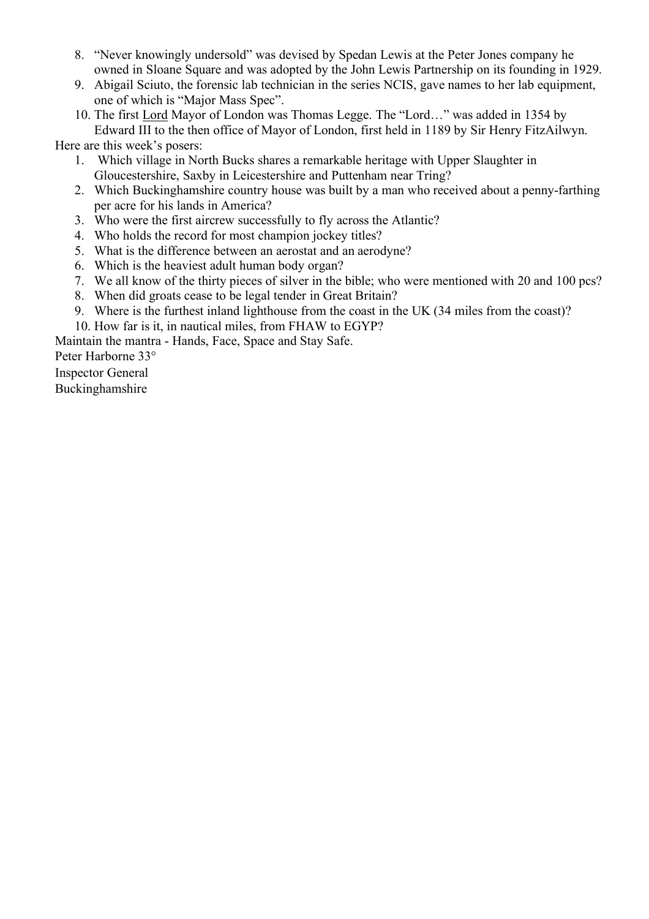8. "Never knowingly undersold" was devised by Spedan Lewis at the Peter Jones company he owned in Sloane Square and was adopted by the John Lewis Partnership on its founding in 1929.
9. Abigail Sciuto, the forensic lab technician in the series NCIS, gave names to her lab equipment, one of which is "Major Mass Spec".
10. The first <u>Lord</u> Mayor of London was Thomas Legge. The "Lord…" was added in 1354 by Edward III to the then office of Mayor of London, first held in 1189 by Sir Henry FitzAilwyn.

Here are this week's posers:

1. Which village in North Bucks shares a remarkable heritage with Upper Slaughter in Gloucestershire, Saxby in Leicestershire and Puttenham near Tring?
2. Which Buckinghamshire country house was built by a man who received about a penny-farthing per acre for his lands in America?
3. Who were the first aircrew successfully to fly across the Atlantic?
4. Who holds the record for most champion jockey titles?
5. What is the difference between an aerostat and an aerodyne?
6. Which is the heaviest adult human body organ?
7. We all know of the thirty pieces of silver in the bible; who were mentioned with 20 and 100 pcs?
8. When did groats cease to be legal tender in Great Britain?
9. Where is the furthest inland lighthouse from the coast in the UK (34 miles from the coast)?
10. How far is it, in nautical miles, from FHAW to EGYP?

Maintain the mantra - Hands, Face, Space and Stay Safe.

Peter Harborne 33°

Inspector General

Buckinghamshire